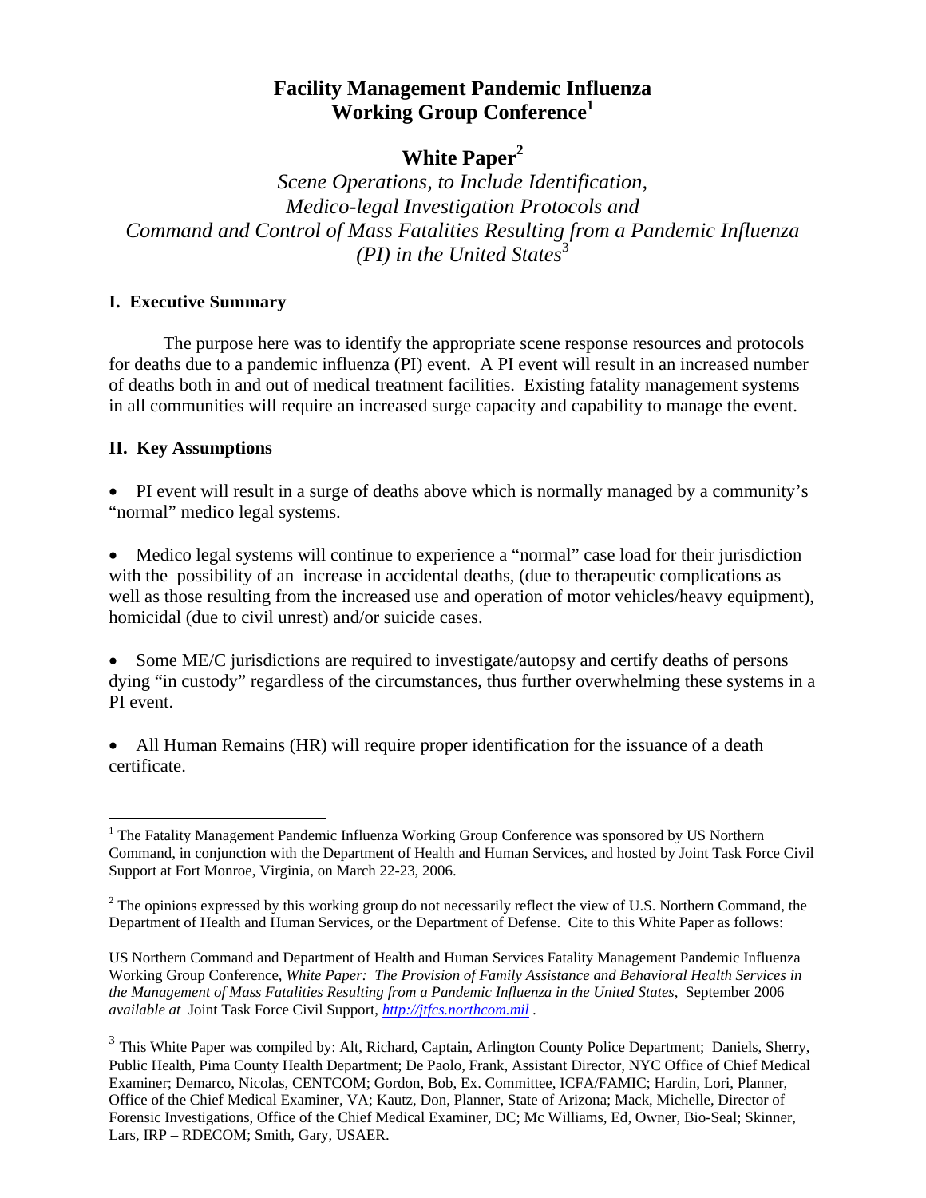# Facility Management Pandemic Influenza Working Group Conference[1]

## White Paper[2]

*Scene Operations, to Include Identification, Medico-legal Investigation Protocols and Command and Control of Mass Fatalities Resulting from a Pandemic Influenza (PI) in the United States*[3]

### I. Executive Summary

The purpose here was to identify the appropriate scene response resources and protocols for deaths due to a pandemic influenza (PI) event. A PI event will result in an increased number of deaths both in and out of medical treatment facilities. Existing fatality management systems in all communities will require an increased surge capacity and capability to manage the event.

### II. Key Assumptions

- PI event will result in a surge of deaths above which is normally managed by a community's "normal" medico legal systems.

- Medico legal systems will continue to experience a "normal" case load for their jurisdiction with the possibility of an increase in accidental deaths, (due to therapeutic complications as well as those resulting from the increased use and operation of motor vehicles/heavy equipment), homicidal (due to civil unrest) and/or suicide cases.

- Some ME/C jurisdictions are required to investigate/autopsy and certify deaths of persons dying "in custody" regardless of the circumstances, thus further overwhelming these systems in a PI event.

- All Human Remains (HR) will require proper identification for the issuance of a death certificate.

---

[1] The Fatality Management Pandemic Influenza Working Group Conference was sponsored by US Northern Command, in conjunction with the Department of Health and Human Services, and hosted by Joint Task Force Civil Support at Fort Monroe, Virginia, on March 22-23, 2006.

[2] The opinions expressed by this working group do not necessarily reflect the view of U.S. Northern Command, the Department of Health and Human Services, or the Department of Defense. Cite to this White Paper as follows:

US Northern Command and Department of Health and Human Services Fatality Management Pandemic Influenza Working Group Conference, *White Paper: The Provision of Family Assistance and Behavioral Health Services in the Management of Mass Fatalities Resulting from a Pandemic Influenza in the United States*, September 2006 *available at* Joint Task Force Civil Support, *http://jtfcs.northcom.mil* .

[3] This White Paper was compiled by: Alt, Richard, Captain, Arlington County Police Department; Daniels, Sherry, Public Health, Pima County Health Department; De Paolo, Frank, Assistant Director, NYC Office of Chief Medical Examiner; Demarco, Nicolas, CENTCOM; Gordon, Bob, Ex. Committee, ICFA/FAMIC; Hardin, Lori, Planner, Office of the Chief Medical Examiner, VA; Kautz, Don, Planner, State of Arizona; Mack, Michelle, Director of Forensic Investigations, Office of the Chief Medical Examiner, DC; Mc Williams, Ed, Owner, Bio-Seal; Skinner, Lars, IRP – RDECOM; Smith, Gary, USAER.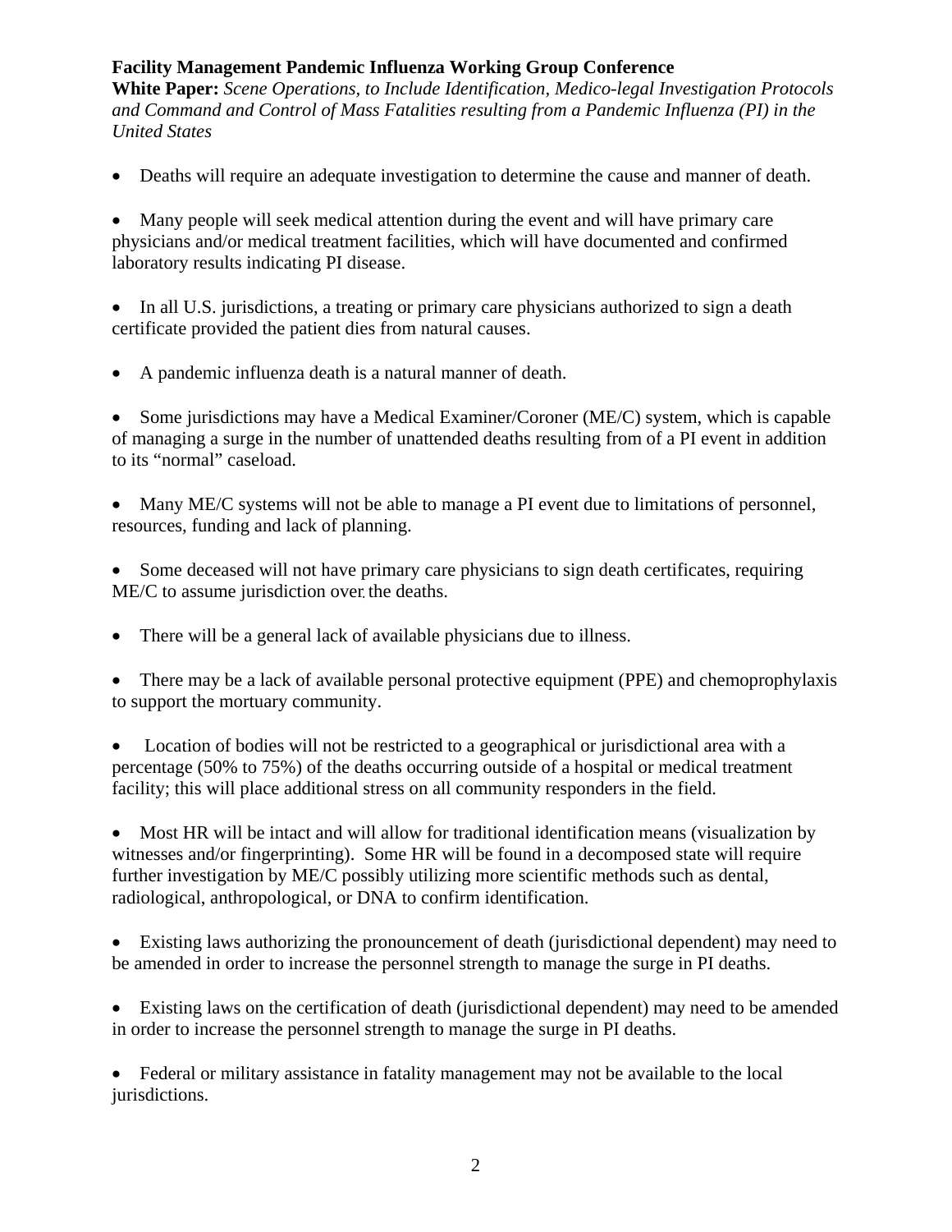**Facility Management Pandemic Influenza Working Group Conference**
**White Paper:** *Scene Operations, to Include Identification, Medico-legal Investigation Protocols and Command and Control of Mass Fatalities resulting from a Pandemic Influenza (PI) in the United States*

- Deaths will require an adequate investigation to determine the cause and manner of death.

- Many people will seek medical attention during the event and will have primary care physicians and/or medical treatment facilities, which will have documented and confirmed laboratory results indicating PI disease.

- In all U.S. jurisdictions, a treating or primary care physicians authorized to sign a death certificate provided the patient dies from natural causes.

- A pandemic influenza death is a natural manner of death.

- Some jurisdictions may have a Medical Examiner/Coroner (ME/C) system, which is capable of managing a surge in the number of unattended deaths resulting from of a PI event in addition to its "normal" caseload.

- Many ME/C systems will not be able to manage a PI event due to limitations of personnel, resources, funding and lack of planning.

- Some deceased will not have primary care physicians to sign death certificates, requiring ME/C to assume jurisdiction over the deaths.

- There will be a general lack of available physicians due to illness.

- There may be a lack of available personal protective equipment (PPE) and chemoprophylaxis to support the mortuary community.

- Location of bodies will not be restricted to a geographical or jurisdictional area with a percentage (50% to 75%) of the deaths occurring outside of a hospital or medical treatment facility; this will place additional stress on all community responders in the field.

- Most HR will be intact and will allow for traditional identification means (visualization by witnesses and/or fingerprinting). Some HR will be found in a decomposed state will require further investigation by ME/C possibly utilizing more scientific methods such as dental, radiological, anthropological, or DNA to confirm identification.

- Existing laws authorizing the pronouncement of death (jurisdictional dependent) may need to be amended in order to increase the personnel strength to manage the surge in PI deaths.

- Existing laws on the certification of death (jurisdictional dependent) may need to be amended in order to increase the personnel strength to manage the surge in PI deaths.

- Federal or military assistance in fatality management may not be available to the local jurisdictions.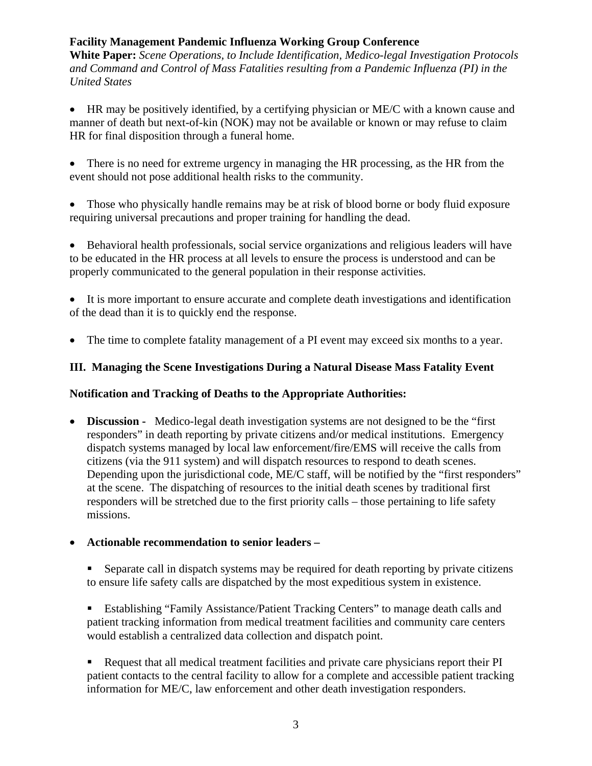- HR may be positively identified, by a certifying physician or ME/C with a known cause and manner of death but next-of-kin (NOK) may not be available or known or may refuse to claim HR for final disposition through a funeral home.

- There is no need for extreme urgency in managing the HR processing, as the HR from the event should not pose additional health risks to the community.

- Those who physically handle remains may be at risk of blood borne or body fluid exposure requiring universal precautions and proper training for handling the dead.

- Behavioral health professionals, social service organizations and religious leaders will have to be educated in the HR process at all levels to ensure the process is understood and can be properly communicated to the general population in their response activities.

- It is more important to ensure accurate and complete death investigations and identification of the dead than it is to quickly end the response.

- The time to complete fatality management of a PI event may exceed six months to a year.

## III. Managing the Scene Investigations During a Natural Disease Mass Fatality Event

### Notification and Tracking of Deaths to the Appropriate Authorities:

- **Discussion -** Medico-legal death investigation systems are not designed to be the "first responders" in death reporting by private citizens and/or medical institutions. Emergency dispatch systems managed by local law enforcement/fire/EMS will receive the calls from citizens (via the 911 system) and will dispatch resources to respond to death scenes. Depending upon the jurisdictional code, ME/C staff, will be notified by the "first responders" at the scene. The dispatching of resources to the initial death scenes by traditional first responders will be stretched due to the first priority calls – those pertaining to life safety missions.

- **Actionable recommendation to senior leaders –**

  - Separate call in dispatch systems may be required for death reporting by private citizens to ensure life safety calls are dispatched by the most expeditious system in existence.

  - Establishing "Family Assistance/Patient Tracking Centers" to manage death calls and patient tracking information from medical treatment facilities and community care centers would establish a centralized data collection and dispatch point.

  - Request that all medical treatment facilities and private care physicians report their PI patient contacts to the central facility to allow for a complete and accessible patient tracking information for ME/C, law enforcement and other death investigation responders.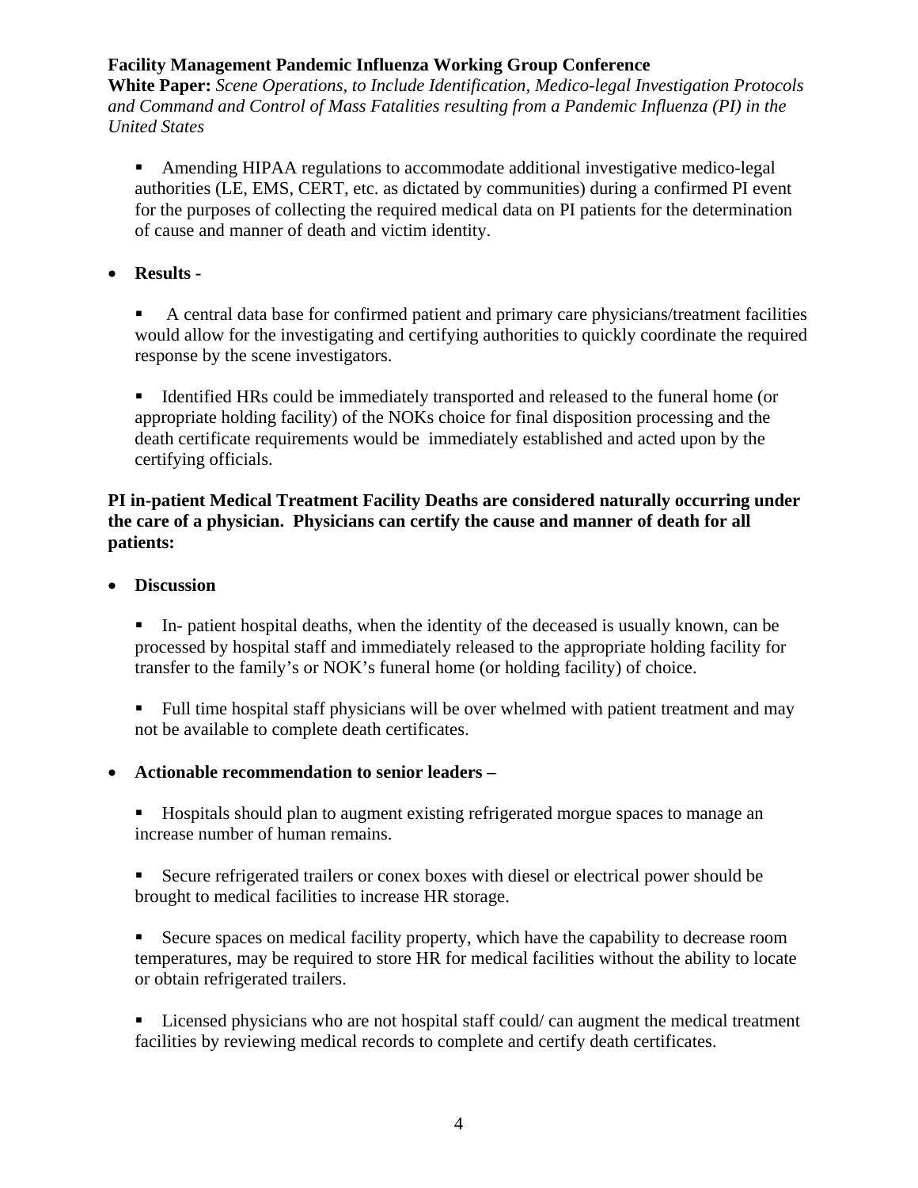- Amending HIPAA regulations to accommodate additional investigative medico-legal authorities (LE, EMS, CERT, etc. as dictated by communities) during a confirmed PI event for the purposes of collecting the required medical data on PI patients for the determination of cause and manner of death and victim identity.

- **Results -**

  - A central data base for confirmed patient and primary care physicians/treatment facilities would allow for the investigating and certifying authorities to quickly coordinate the required response by the scene investigators.

  - Identified HRs could be immediately transported and released to the funeral home (or appropriate holding facility) of the NOKs choice for final disposition processing and the death certificate requirements would be immediately established and acted upon by the certifying officials.

**PI in-patient Medical Treatment Facility Deaths are considered naturally occurring under the care of a physician. Physicians can certify the cause and manner of death for all patients:**

- **Discussion**

  - In- patient hospital deaths, when the identity of the deceased is usually known, can be processed by hospital staff and immediately released to the appropriate holding facility for transfer to the family's or NOK's funeral home (or holding facility) of choice.

  - Full time hospital staff physicians will be over whelmed with patient treatment and may not be available to complete death certificates.

- **Actionable recommendation to senior leaders –**

  - Hospitals should plan to augment existing refrigerated morgue spaces to manage an increase number of human remains.

  - Secure refrigerated trailers or conex boxes with diesel or electrical power should be brought to medical facilities to increase HR storage.

  - Secure spaces on medical facility property, which have the capability to decrease room temperatures, may be required to store HR for medical facilities without the ability to locate or obtain refrigerated trailers.

  - Licensed physicians who are not hospital staff could/ can augment the medical treatment facilities by reviewing medical records to complete and certify death certificates.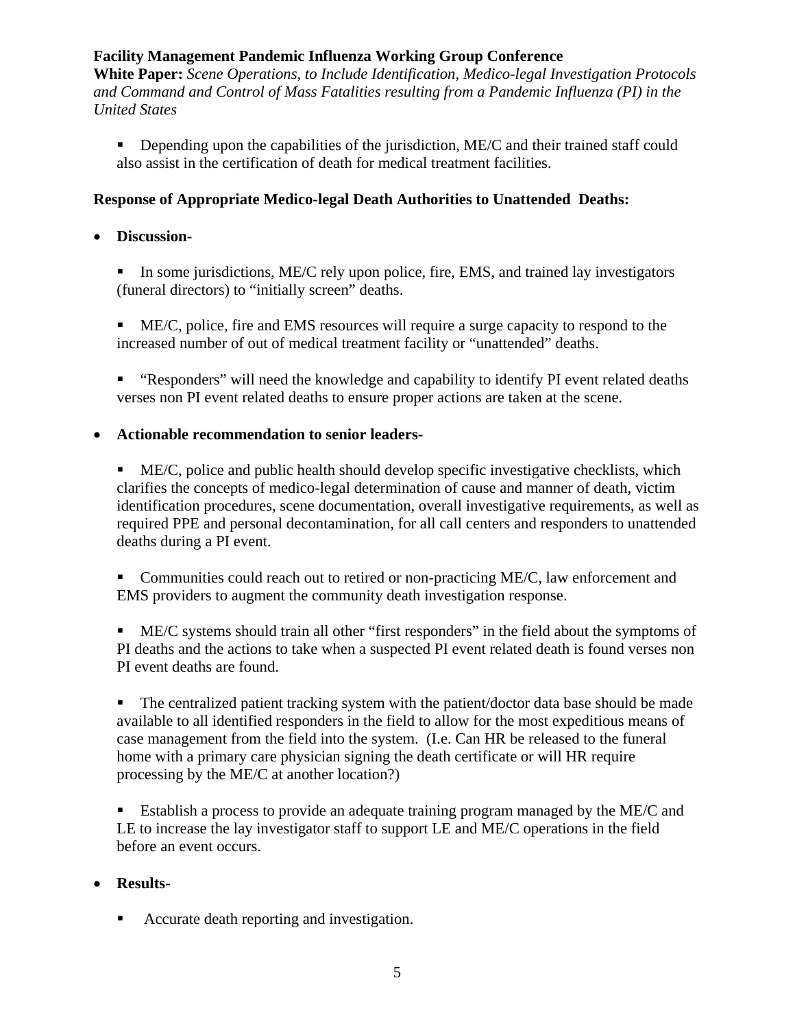- Depending upon the capabilities of the jurisdiction, ME/C and their trained staff could also assist in the certification of death for medical treatment facilities.

**Response of Appropriate Medico-legal Death Authorities to Unattended Deaths:**

- **Discussion-**

  - In some jurisdictions, ME/C rely upon police, fire, EMS, and trained lay investigators (funeral directors) to "initially screen" deaths.

  - ME/C, police, fire and EMS resources will require a surge capacity to respond to the increased number of out of medical treatment facility or "unattended" deaths.

  - "Responders" will need the knowledge and capability to identify PI event related deaths verses non PI event related deaths to ensure proper actions are taken at the scene.

- **Actionable recommendation to senior leaders-**

  - ME/C, police and public health should develop specific investigative checklists, which clarifies the concepts of medico-legal determination of cause and manner of death, victim identification procedures, scene documentation, overall investigative requirements, as well as required PPE and personal decontamination, for all call centers and responders to unattended deaths during a PI event.

  - Communities could reach out to retired or non-practicing ME/C, law enforcement and EMS providers to augment the community death investigation response.

  - ME/C systems should train all other "first responders" in the field about the symptoms of PI deaths and the actions to take when a suspected PI event related death is found verses non PI event deaths are found.

  - The centralized patient tracking system with the patient/doctor data base should be made available to all identified responders in the field to allow for the most expeditious means of case management from the field into the system. (I.e. Can HR be released to the funeral home with a primary care physician signing the death certificate or will HR require processing by the ME/C at another location?)

  - Establish a process to provide an adequate training program managed by the ME/C and LE to increase the lay investigator staff to support LE and ME/C operations in the field before an event occurs.

- **Results-**

  - Accurate death reporting and investigation.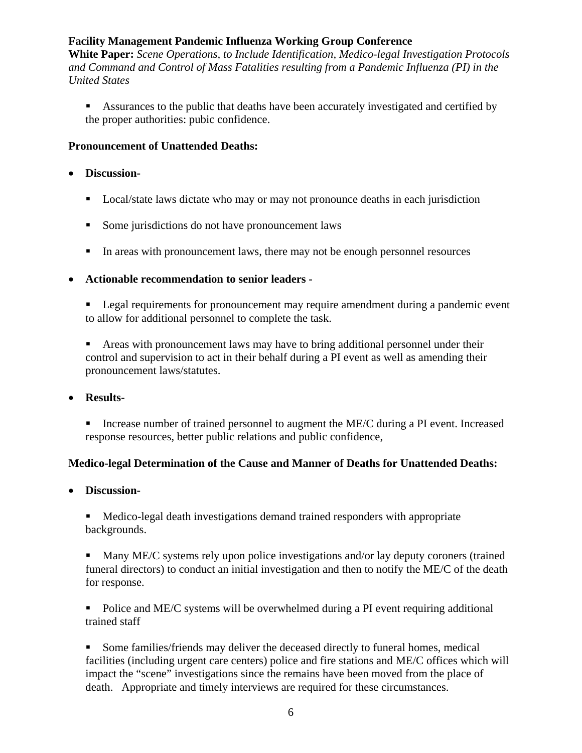- Assurances to the public that deaths have been accurately investigated and certified by the proper authorities: pubic confidence.

**Pronouncement of Unattended Deaths:**

- **Discussion-**
  - Local/state laws dictate who may or may not pronounce deaths in each jurisdiction
  - Some jurisdictions do not have pronouncement laws
  - In areas with pronouncement laws, there may not be enough personnel resources
- **Actionable recommendation to senior leaders -**
  - Legal requirements for pronouncement may require amendment during a pandemic event to allow for additional personnel to complete the task.
  - Areas with pronouncement laws may have to bring additional personnel under their control and supervision to act in their behalf during a PI event as well as amending their pronouncement laws/statutes.
- **Results-**
  - Increase number of trained personnel to augment the ME/C during a PI event. Increased response resources, better public relations and public confidence,

**Medico-legal Determination of the Cause and Manner of Deaths for Unattended Deaths:**

- **Discussion-**
  - Medico-legal death investigations demand trained responders with appropriate backgrounds.
  - Many ME/C systems rely upon police investigations and/or lay deputy coroners (trained funeral directors) to conduct an initial investigation and then to notify the ME/C of the death for response.
  - Police and ME/C systems will be overwhelmed during a PI event requiring additional trained staff
  - Some families/friends may deliver the deceased directly to funeral homes, medical facilities (including urgent care centers) police and fire stations and ME/C offices which will impact the "scene" investigations since the remains have been moved from the place of death. Appropriate and timely interviews are required for these circumstances.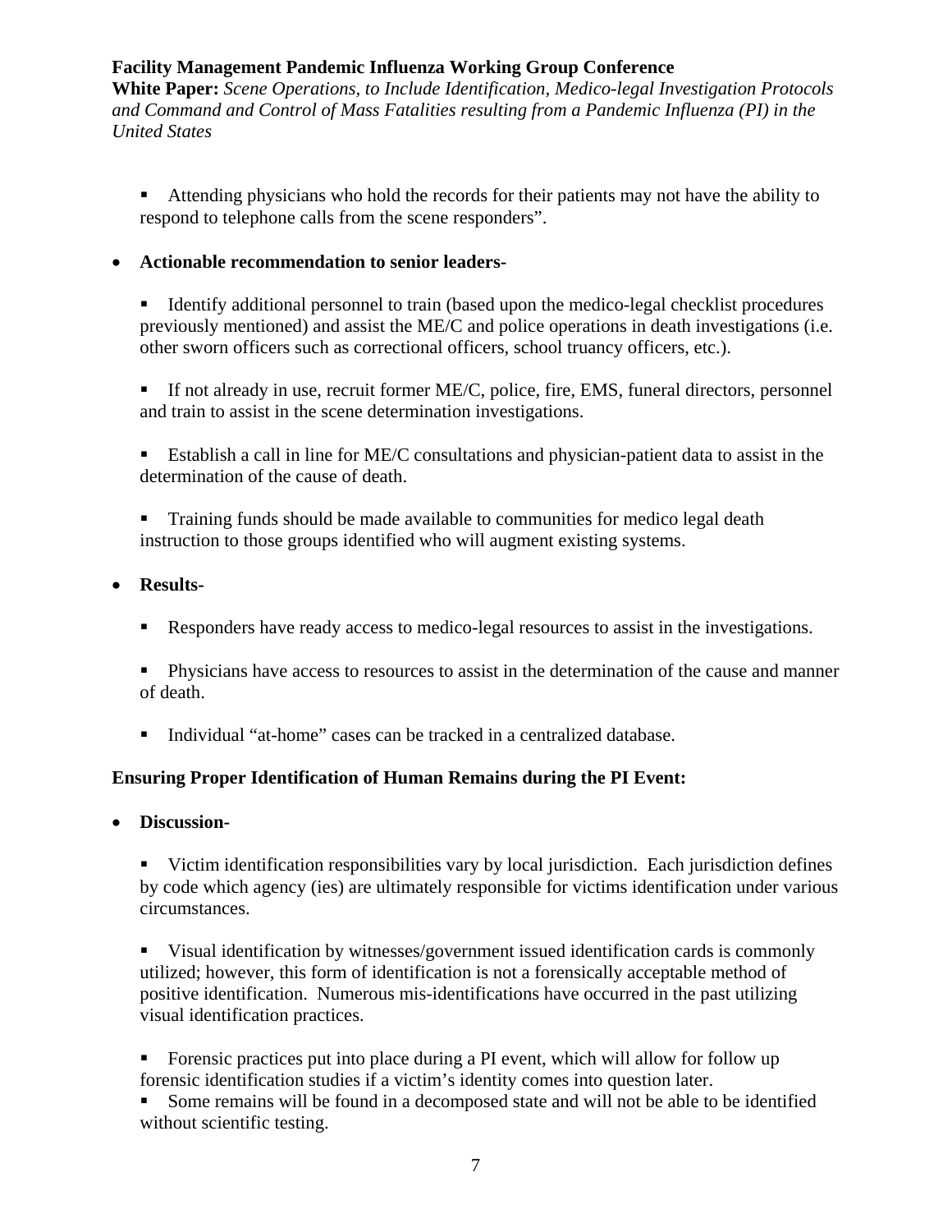- Attending physicians who hold the records for their patients may not have the ability to respond to telephone calls from the scene responders".

- **Actionable recommendation to senior leaders-**

  - Identify additional personnel to train (based upon the medico-legal checklist procedures previously mentioned) and assist the ME/C and police operations in death investigations (i.e. other sworn officers such as correctional officers, school truancy officers, etc.).

  - If not already in use, recruit former ME/C, police, fire, EMS, funeral directors, personnel and train to assist in the scene determination investigations.

  - Establish a call in line for ME/C consultations and physician-patient data to assist in the determination of the cause of death.

  - Training funds should be made available to communities for medico legal death instruction to those groups identified who will augment existing systems.

- **Results-**

  - Responders have ready access to medico-legal resources to assist in the investigations.

  - Physicians have access to resources to assist in the determination of the cause and manner of death.

  - Individual "at-home" cases can be tracked in a centralized database.

**Ensuring Proper Identification of Human Remains during the PI Event:**

- **Discussion-**

  - Victim identification responsibilities vary by local jurisdiction. Each jurisdiction defines by code which agency (ies) are ultimately responsible for victims identification under various circumstances.

  - Visual identification by witnesses/government issued identification cards is commonly utilized; however, this form of identification is not a forensically acceptable method of positive identification. Numerous mis-identifications have occurred in the past utilizing visual identification practices.

  - Forensic practices put into place during a PI event, which will allow for follow up forensic identification studies if a victim's identity comes into question later.
  - Some remains will be found in a decomposed state and will not be able to be identified without scientific testing.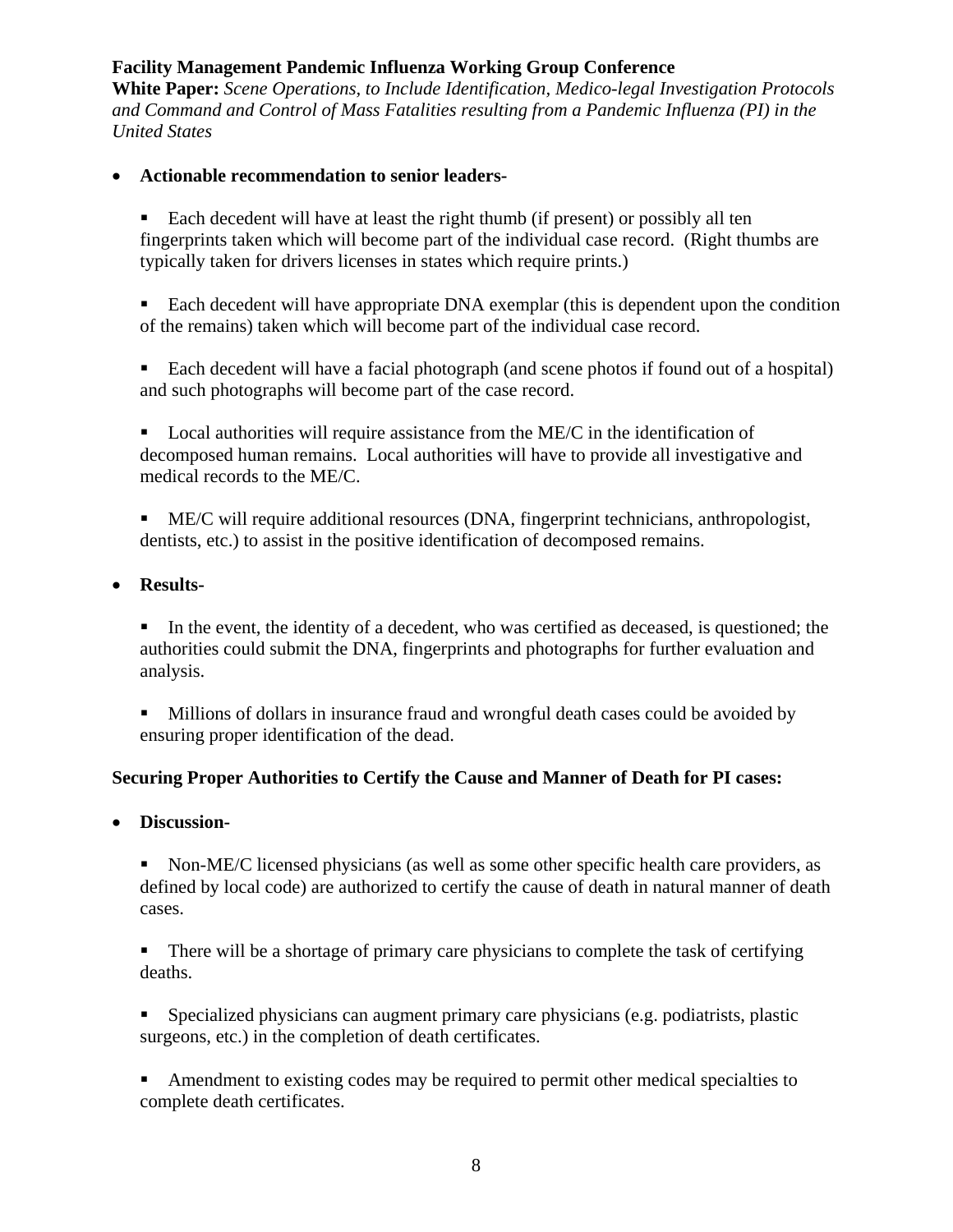**Facility Management Pandemic Influenza Working Group Conference**
**White Paper:** *Scene Operations, to Include Identification, Medico-legal Investigation Protocols and Command and Control of Mass Fatalities resulting from a Pandemic Influenza (PI) in the United States*

- **Actionable recommendation to senior leaders-**

  - Each decedent will have at least the right thumb (if present) or possibly all ten fingerprints taken which will become part of the individual case record. (Right thumbs are typically taken for drivers licenses in states which require prints.)

  - Each decedent will have appropriate DNA exemplar (this is dependent upon the condition of the remains) taken which will become part of the individual case record.

  - Each decedent will have a facial photograph (and scene photos if found out of a hospital) and such photographs will become part of the case record.

  - Local authorities will require assistance from the ME/C in the identification of decomposed human remains. Local authorities will have to provide all investigative and medical records to the ME/C.

  - ME/C will require additional resources (DNA, fingerprint technicians, anthropologist, dentists, etc.) to assist in the positive identification of decomposed remains.

- **Results-**

  - In the event, the identity of a decedent, who was certified as deceased, is questioned; the authorities could submit the DNA, fingerprints and photographs for further evaluation and analysis.

  - Millions of dollars in insurance fraud and wrongful death cases could be avoided by ensuring proper identification of the dead.

**Securing Proper Authorities to Certify the Cause and Manner of Death for PI cases:**

- **Discussion-**

  - Non-ME/C licensed physicians (as well as some other specific health care providers, as defined by local code) are authorized to certify the cause of death in natural manner of death cases.

  - There will be a shortage of primary care physicians to complete the task of certifying deaths.

  - Specialized physicians can augment primary care physicians (e.g. podiatrists, plastic surgeons, etc.) in the completion of death certificates.

  - Amendment to existing codes may be required to permit other medical specialties to complete death certificates.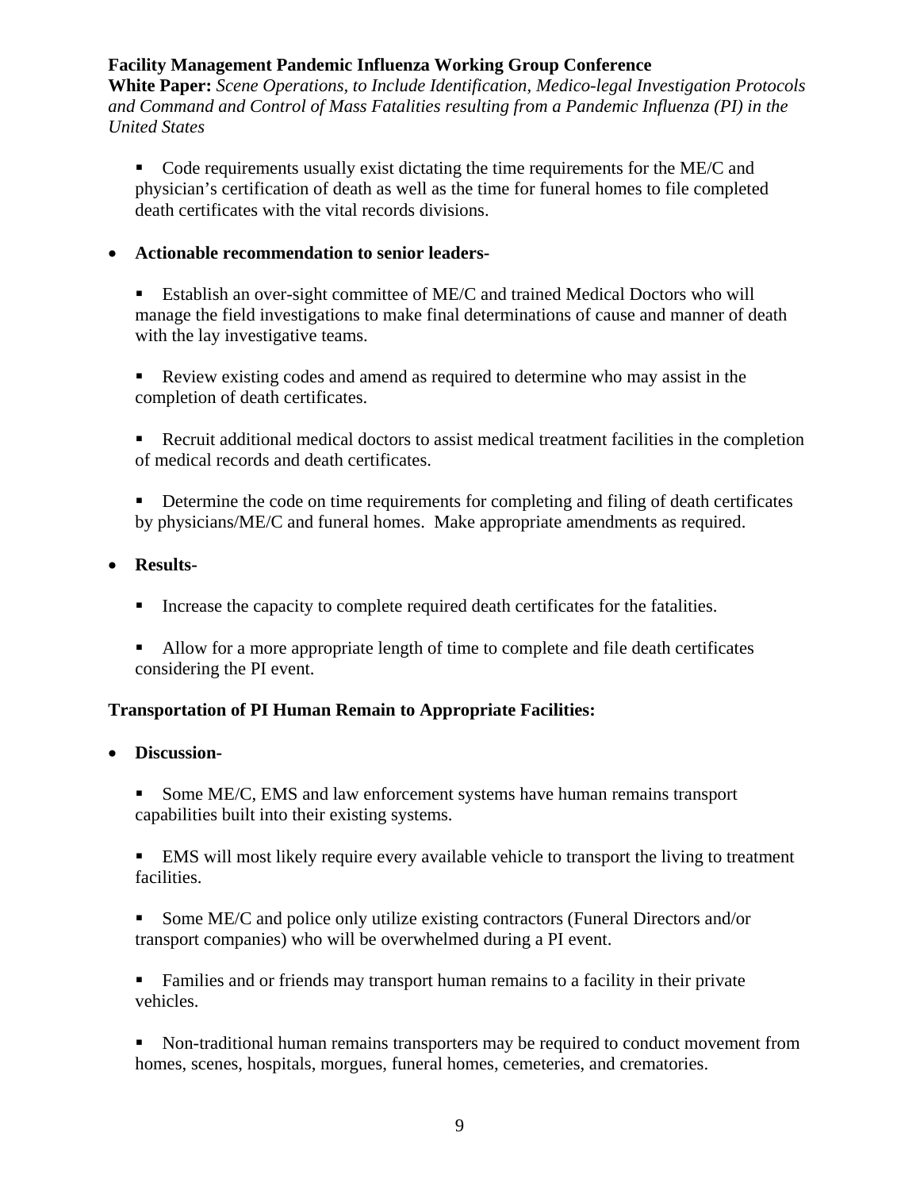- Code requirements usually exist dictating the time requirements for the ME/C and physician's certification of death as well as the time for funeral homes to file completed death certificates with the vital records divisions.

- **Actionable recommendation to senior leaders-**

  - Establish an over-sight committee of ME/C and trained Medical Doctors who will manage the field investigations to make final determinations of cause and manner of death with the lay investigative teams.

  - Review existing codes and amend as required to determine who may assist in the completion of death certificates.

  - Recruit additional medical doctors to assist medical treatment facilities in the completion of medical records and death certificates.

  - Determine the code on time requirements for completing and filing of death certificates by physicians/ME/C and funeral homes. Make appropriate amendments as required.

- **Results-**

  - Increase the capacity to complete required death certificates for the fatalities.

  - Allow for a more appropriate length of time to complete and file death certificates considering the PI event.

**Transportation of PI Human Remain to Appropriate Facilities:**

- **Discussion-**

  - Some ME/C, EMS and law enforcement systems have human remains transport capabilities built into their existing systems.

  - EMS will most likely require every available vehicle to transport the living to treatment facilities.

  - Some ME/C and police only utilize existing contractors (Funeral Directors and/or transport companies) who will be overwhelmed during a PI event.

  - Families and or friends may transport human remains to a facility in their private vehicles.

  - Non-traditional human remains transporters may be required to conduct movement from homes, scenes, hospitals, morgues, funeral homes, cemeteries, and crematories.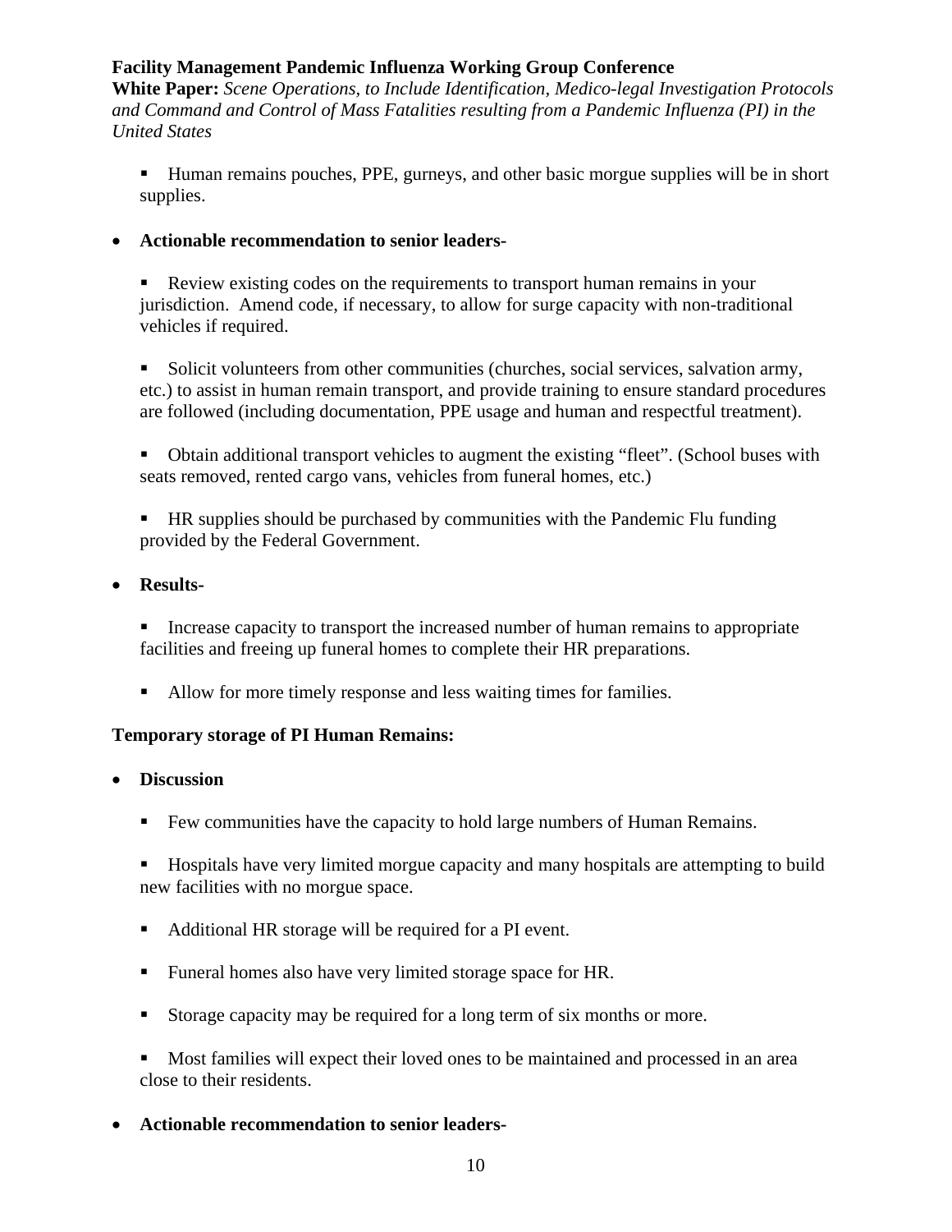- Human remains pouches, PPE, gurneys, and other basic morgue supplies will be in short supplies.

- **Actionable recommendation to senior leaders-**

  - Review existing codes on the requirements to transport human remains in your jurisdiction. Amend code, if necessary, to allow for surge capacity with non-traditional vehicles if required.

  - Solicit volunteers from other communities (churches, social services, salvation army, etc.) to assist in human remain transport, and provide training to ensure standard procedures are followed (including documentation, PPE usage and human and respectful treatment).

  - Obtain additional transport vehicles to augment the existing "fleet". (School buses with seats removed, rented cargo vans, vehicles from funeral homes, etc.)

  - HR supplies should be purchased by communities with the Pandemic Flu funding provided by the Federal Government.

- **Results-**

  - Increase capacity to transport the increased number of human remains to appropriate facilities and freeing up funeral homes to complete their HR preparations.

  - Allow for more timely response and less waiting times for families.

**Temporary storage of PI Human Remains:**

- **Discussion**

  - Few communities have the capacity to hold large numbers of Human Remains.

  - Hospitals have very limited morgue capacity and many hospitals are attempting to build new facilities with no morgue space.

  - Additional HR storage will be required for a PI event.

  - Funeral homes also have very limited storage space for HR.

  - Storage capacity may be required for a long term of six months or more.

  - Most families will expect their loved ones to be maintained and processed in an area close to their residents.

- **Actionable recommendation to senior leaders-**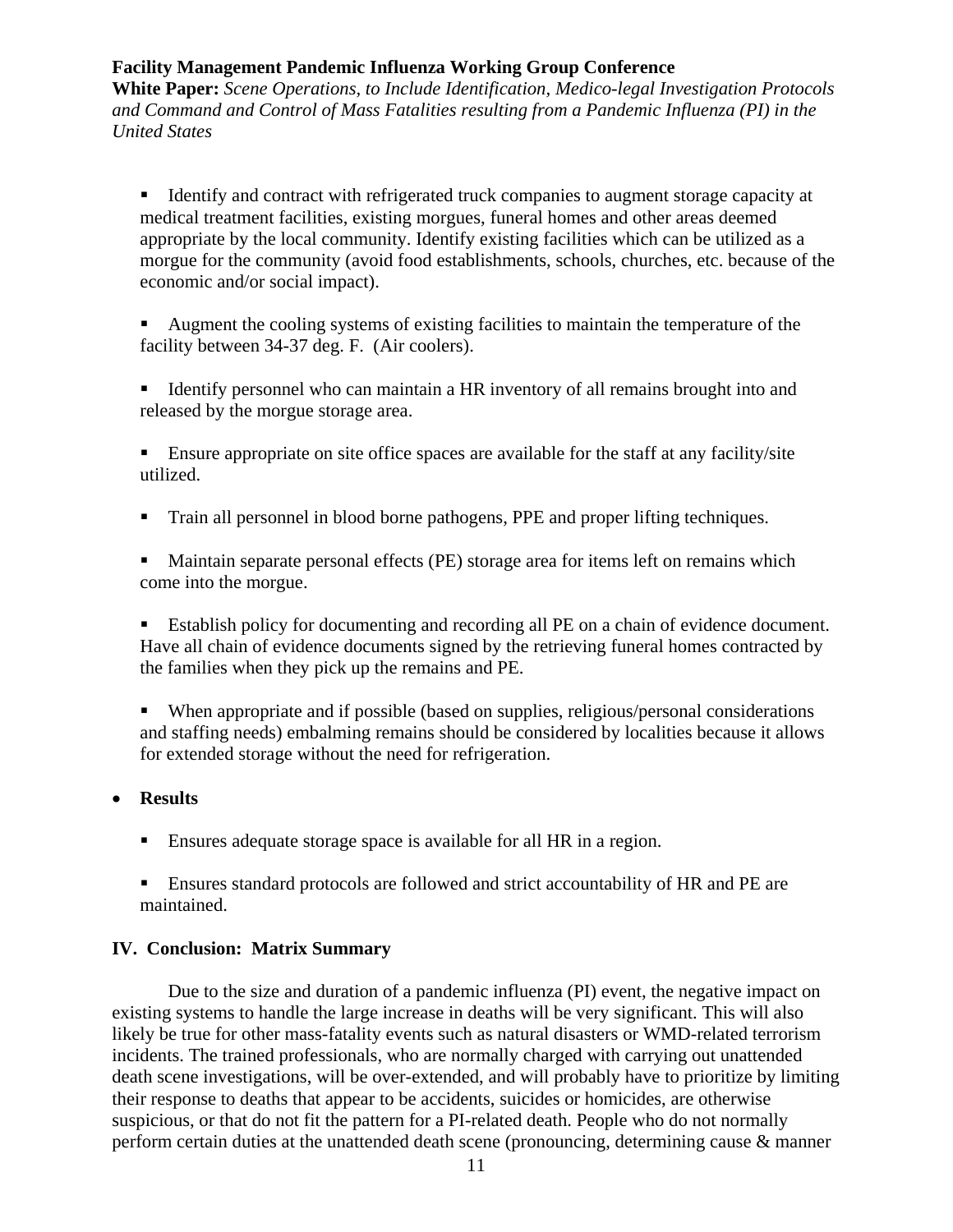- Identify and contract with refrigerated truck companies to augment storage capacity at medical treatment facilities, existing morgues, funeral homes and other areas deemed appropriate by the local community. Identify existing facilities which can be utilized as a morgue for the community (avoid food establishments, schools, churches, etc. because of the economic and/or social impact).

- Augment the cooling systems of existing facilities to maintain the temperature of the facility between 34-37 deg. F. (Air coolers).

- Identify personnel who can maintain a HR inventory of all remains brought into and released by the morgue storage area.

- Ensure appropriate on site office spaces are available for the staff at any facility/site utilized.

- Train all personnel in blood borne pathogens, PPE and proper lifting techniques.

- Maintain separate personal effects (PE) storage area for items left on remains which come into the morgue.

- Establish policy for documenting and recording all PE on a chain of evidence document. Have all chain of evidence documents signed by the retrieving funeral homes contracted by the families when they pick up the remains and PE.

- When appropriate and if possible (based on supplies, religious/personal considerations and staffing needs) embalming remains should be considered by localities because it allows for extended storage without the need for refrigeration.

- **Results**

  - Ensures adequate storage space is available for all HR in a region.

  - Ensures standard protocols are followed and strict accountability of HR and PE are maintained.

## IV. Conclusion: Matrix Summary

Due to the size and duration of a pandemic influenza (PI) event, the negative impact on existing systems to handle the large increase in deaths will be very significant. This will also likely be true for other mass-fatality events such as natural disasters or WMD-related terrorism incidents. The trained professionals, who are normally charged with carrying out unattended death scene investigations, will be over-extended, and will probably have to prioritize by limiting their response to deaths that appear to be accidents, suicides or homicides, are otherwise suspicious, or that do not fit the pattern for a PI-related death. People who do not normally perform certain duties at the unattended death scene (pronouncing, determining cause & manner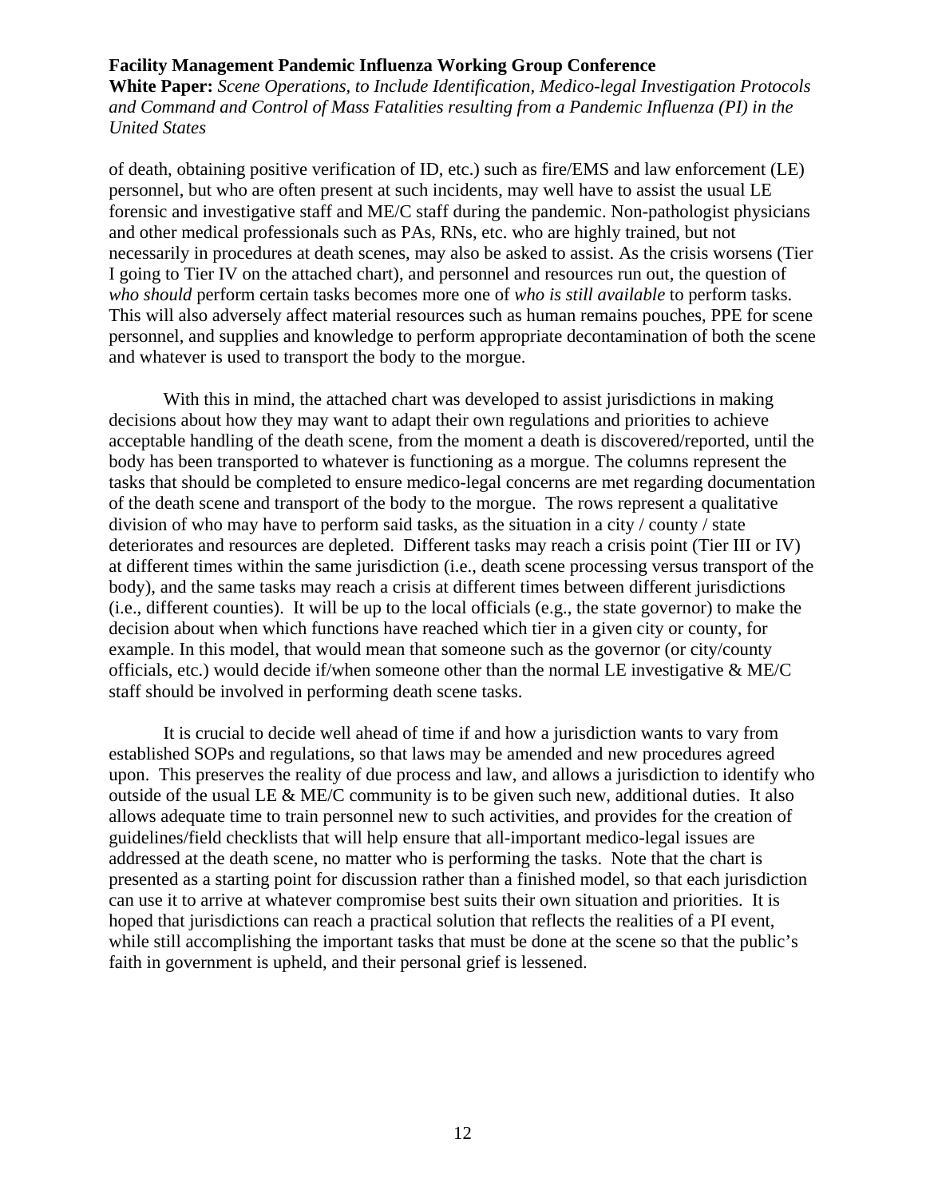of death, obtaining positive verification of ID, etc.) such as fire/EMS and law enforcement (LE) personnel, but who are often present at such incidents, may well have to assist the usual LE forensic and investigative staff and ME/C staff during the pandemic. Non-pathologist physicians and other medical professionals such as PAs, RNs, etc. who are highly trained, but not necessarily in procedures at death scenes, may also be asked to assist. As the crisis worsens (Tier I going to Tier IV on the attached chart), and personnel and resources run out, the question of *who should* perform certain tasks becomes more one of *who is still available* to perform tasks. This will also adversely affect material resources such as human remains pouches, PPE for scene personnel, and supplies and knowledge to perform appropriate decontamination of both the scene and whatever is used to transport the body to the morgue.

With this in mind, the attached chart was developed to assist jurisdictions in making decisions about how they may want to adapt their own regulations and priorities to achieve acceptable handling of the death scene, from the moment a death is discovered/reported, until the body has been transported to whatever is functioning as a morgue. The columns represent the tasks that should be completed to ensure medico-legal concerns are met regarding documentation of the death scene and transport of the body to the morgue. The rows represent a qualitative division of who may have to perform said tasks, as the situation in a city / county / state deteriorates and resources are depleted. Different tasks may reach a crisis point (Tier III or IV) at different times within the same jurisdiction (i.e., death scene processing versus transport of the body), and the same tasks may reach a crisis at different times between different jurisdictions (i.e., different counties). It will be up to the local officials (e.g., the state governor) to make the decision about when which functions have reached which tier in a given city or county, for example. In this model, that would mean that someone such as the governor (or city/county officials, etc.) would decide if/when someone other than the normal LE investigative & ME/C staff should be involved in performing death scene tasks.

It is crucial to decide well ahead of time if and how a jurisdiction wants to vary from established SOPs and regulations, so that laws may be amended and new procedures agreed upon. This preserves the reality of due process and law, and allows a jurisdiction to identify who outside of the usual LE & ME/C community is to be given such new, additional duties. It also allows adequate time to train personnel new to such activities, and provides for the creation of guidelines/field checklists that will help ensure that all-important medico-legal issues are addressed at the death scene, no matter who is performing the tasks. Note that the chart is presented as a starting point for discussion rather than a finished model, so that each jurisdiction can use it to arrive at whatever compromise best suits their own situation and priorities. It is hoped that jurisdictions can reach a practical solution that reflects the realities of a PI event, while still accomplishing the important tasks that must be done at the scene so that the public's faith in government is upheld, and their personal grief is lessened.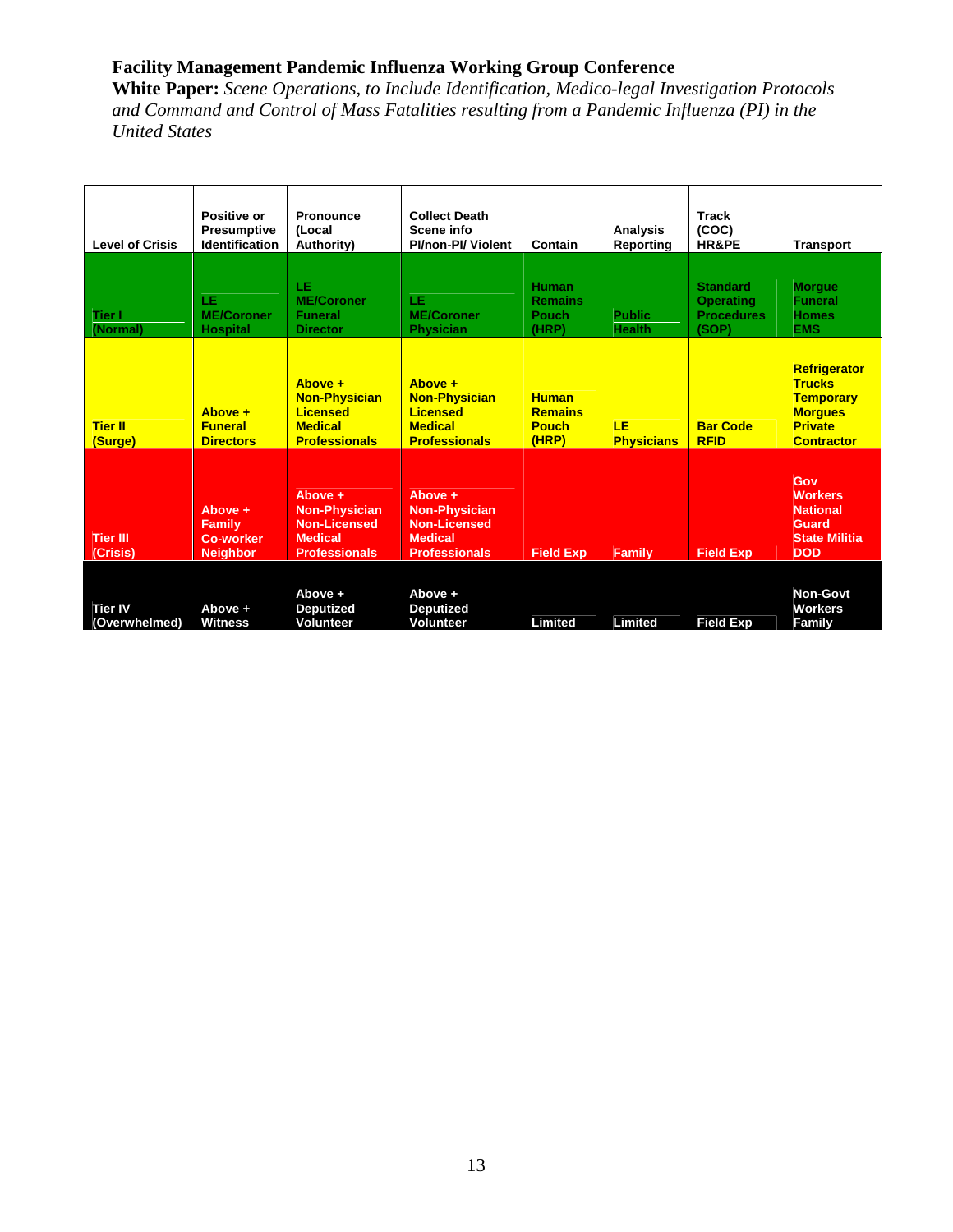**Facility Management Pandemic Influenza Working Group Conference**
**White Paper:** *Scene Operations, to Include Identification, Medico-legal Investigation Protocols and Command and Control of Mass Fatalities resulting from a Pandemic Influenza (PI) in the United States*

| Level of Crisis | Positive or Presumptive Identification | Pronounce (Local Authority) | Collect Death Scene info PI/non-PI/ Violent | Contain | Analysis Reporting | Track (COC) HR&PE | Transport |
|---|---|---|---|---|---|---|---|
| Tier I (Normal) | LE ME/Coroner Hospital | LE ME/Coroner Funeral Director | LE ME/Coroner Physician | Human Remains Pouch (HRP) | Public Health | Standard Operating Procedures (SOP) | Morgue Funeral Homes EMS |
| Tier II (Surge) | Above + Funeral Directors | Above + Non-Physician Licensed Medical Professionals | Above + Non-Physician Licensed Medical Professionals | Human Remains Pouch (HRP) | LE Physicians | Bar Code RFID | Refrigerator Trucks Temporary Morgues Private Contractor |
| Tier III (Crisis) | Above + Family Co-worker Neighbor | Above + Non-Physician Non-Licensed Medical Professionals | Above + Non-Physician Non-Licensed Medical Professionals | Field Exp | Family | Field Exp | Gov Workers National Guard State Militia DOD |
| Tier IV (Overwhelmed) | Above + Witness | Above + Deputized Volunteer | Above + Deputized Volunteer | Limited | Limited | Field Exp | Non-Govt Workers Family |